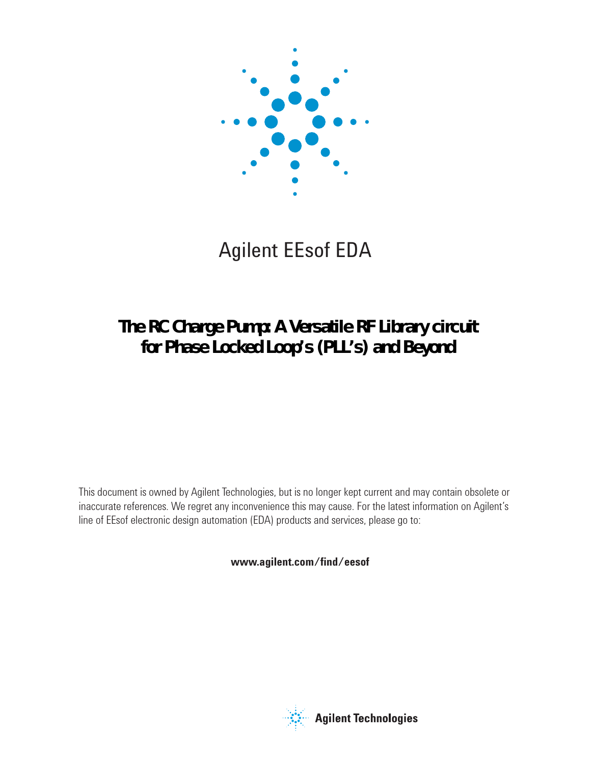Agilent EEsof EDA

# The RC Charge Pump: A Versatile RF Library circuit for Phase Locked Loop's (PLL's) and Beyond

This document is owned by Agilent Technologies, but is no longer kept current and may contain obsolete or inaccurate references. We regret any inconvenience this may cause. For the latest information on Agilent's line of EEsof electronic design automation (EDA) products and services, please go to:

**www.agilent.com/find/eesof**

Agilent Technologies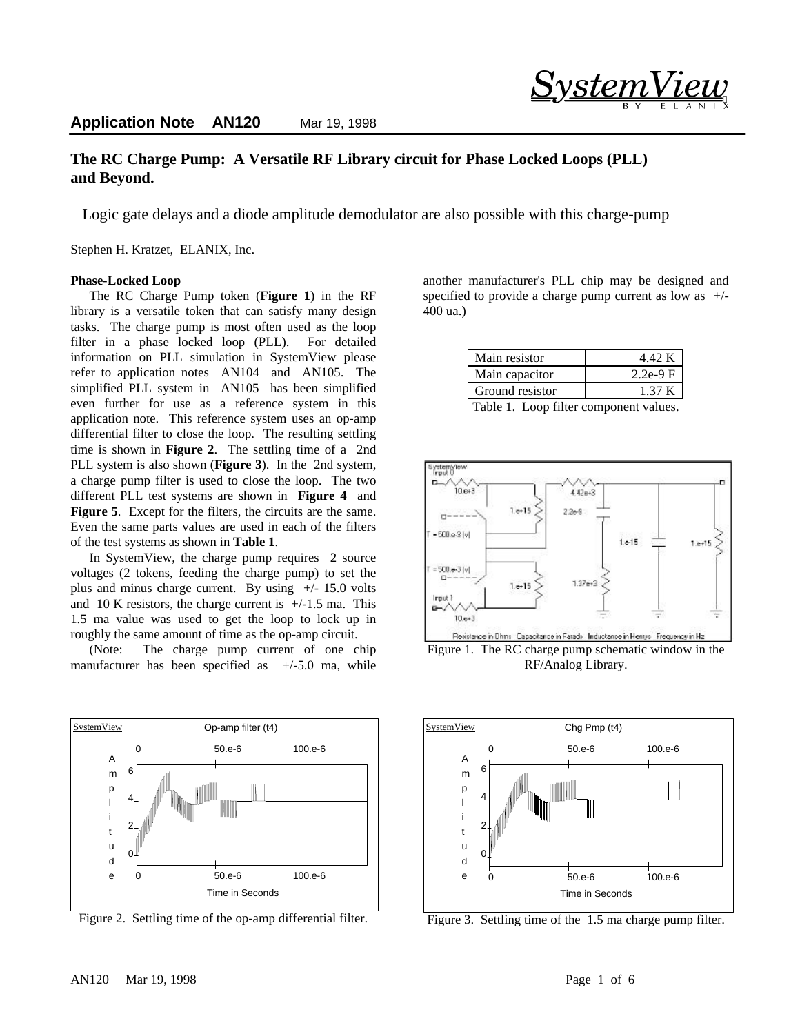**Application Note AN120** Mar 19, 1998

# The RC Charge Pump: A Versatile RF Library circuit for Phase Locked Loops (PLL) and Beyond.

Logic gate delays and a diode amplitude demodulator are also possible with this charge-pump

Stephen H. Kratzet, ELANIX, Inc.

### Phase-Locked Loop

The RC Charge Pump token (**Figure 1**) in the RF library is a versatile token that can satisfy many design tasks. The charge pump is most often used as the loop filter in a phase locked loop (PLL). For detailed information on PLL simulation in SystemView please refer to application notes AN104 and AN105. The simplified PLL system in AN105 has been simplified even further for use as a reference system in this application note. This reference system uses an op-amp differential filter to close the loop. The resulting settling time is shown in **Figure 2**. The settling time of a 2nd PLL system is also shown (**Figure 3**). In the 2nd system, a charge pump filter is used to close the loop. The two different PLL test systems are shown in **Figure 4** and **Figure 5**. Except for the filters, the circuits are the same. Even the same parts values are used in each of the filters of the test systems as shown in **Table 1**.

In SystemView, the charge pump requires 2 source voltages (2 tokens, feeding the charge pump) to set the plus and minus charge current. By using +/- 15.0 volts and 10 K resistors, the charge current is +/-1.5 ma. This 1.5 ma value was used to get the loop to lock up in roughly the same amount of time as the op-amp circuit.

(Note: The charge pump current of one chip manufacturer has been specified as +/-5.0 ma, while another manufacturer's PLL chip may be designed and specified to provide a charge pump current as low as +/- 400 ua.)

| Main resistor | 4.42 K |
|---|---|
| Main capacitor | 2.2e-9 F |
| Ground resistor | 1.37 K |

Table 1. Loop filter component values.

Figure 1. The RC charge pump schematic window in the RF/Analog Library.

Figure 2. Settling time of the op-amp differential filter.

Figure 3. Settling time of the 1.5 ma charge pump filter.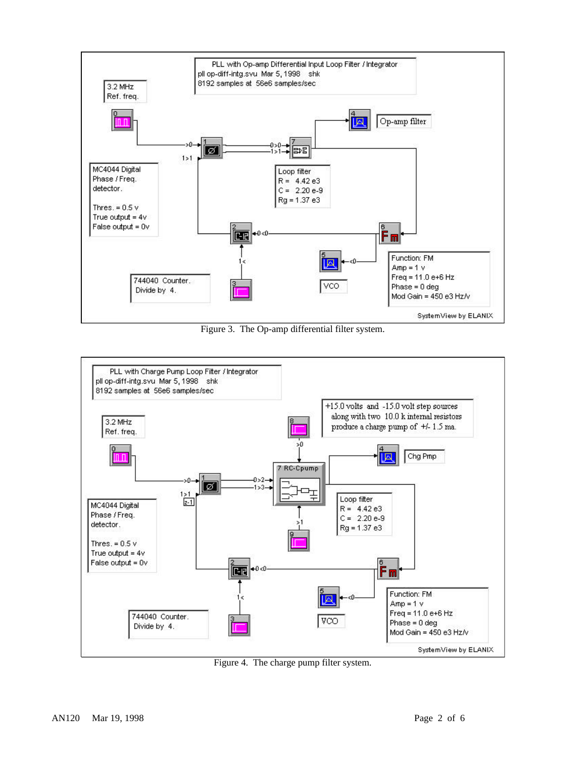PLL with Op-amp Differential Input Loop Filter / Integrator
pll op-diff-intg.svu Mar 5, 1998 shk
8192 samples at 56e6 samples/sec

3.2 MHz
Ref. freq.

Op-amp filter

MC4044 Digital
Phase / Freq.
detector.

Thres. = 0.5 v
True output = 4v
False output = 0v

Loop filter
R = 4.42 e3
C = 2.20 e-9
Rg = 1.37 e3

744040 Counter.
Divide by 4.

VCO

Function: FM
Amp = 1 v
Freq = 11.0 e+6 Hz
Phase = 0 deg
Mod Gain = 450 e3 Hz/v

SystemView by ELANIX

Figure 3. The Op-amp differential filter system.

PLL with Charge Pump Loop Filter / Integrator
pll op-diff-intg.svu Mar 5, 1998 shk
8192 samples at 56e6 samples/sec

+15.0 volts and -15.0 volt step sources
along with two 10.0 k internal resistors
produce a charge pump of +/- 1.5 ma.

3.2 MHz
Ref. freq.

7 RC-Cpump

Chg Pmp

MC4044 Digital
Phase / Freq.
detector.

Thres. = 0.5 v
True output = 4v
False output = 0v

Loop filter
R = 4.42 e3
C = 2.20 e-9
Rg = 1.37 e3

744040 Counter.
Divide by 4.

VCO

Function: FM
Amp = 1 v
Freq = 11.0 e+6 Hz
Phase = 0 deg
Mod Gain = 450 e3 Hz/v

SystemView by ELANIX

Figure 4. The charge pump filter system.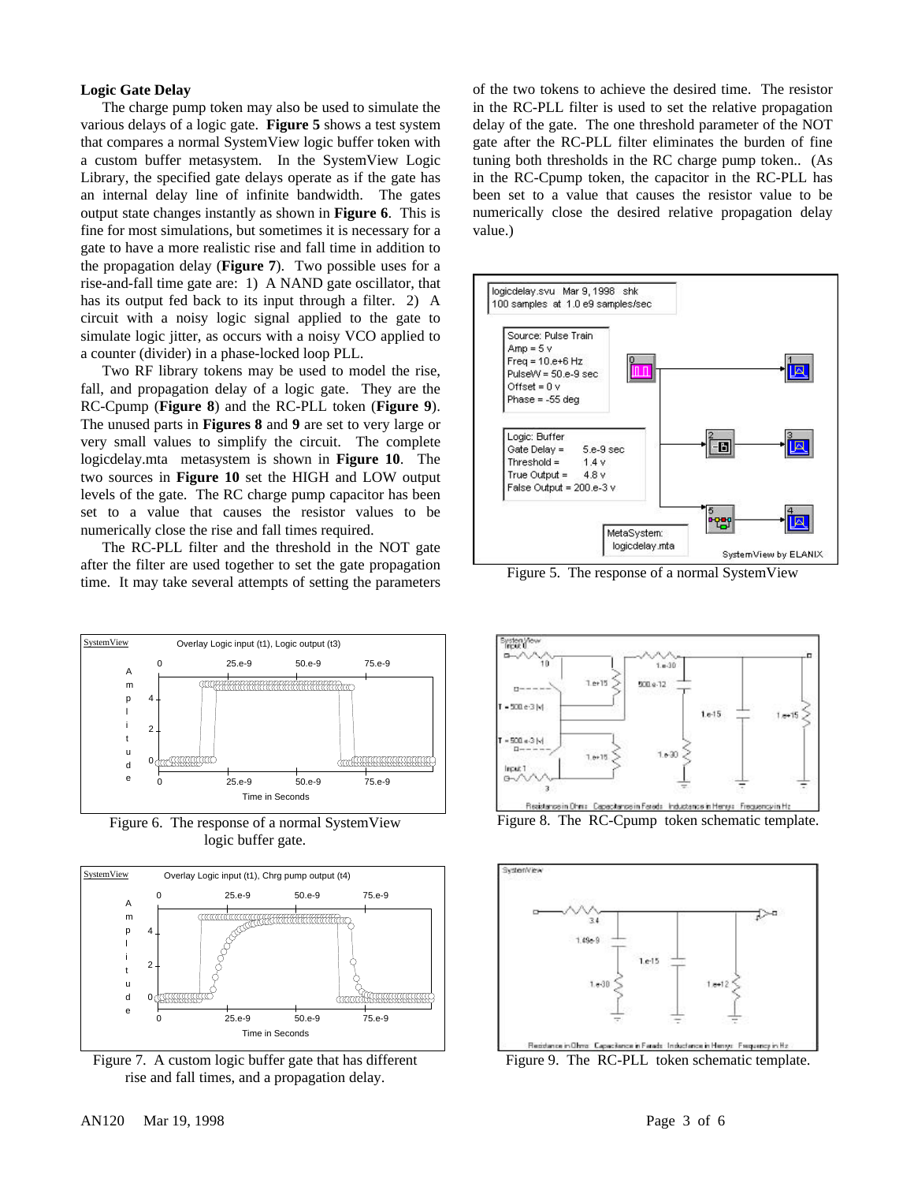## Logic Gate Delay

The charge pump token may also be used to simulate the various delays of a logic gate. **Figure 5** shows a test system that compares a normal SystemView logic buffer token with a custom buffer metasystem. In the SystemView Logic Library, the specified gate delays operate as if the gate has an internal delay line of infinite bandwidth. The gates output state changes instantly as shown in **Figure 6**. This is fine for most simulations, but sometimes it is necessary for a gate to have a more realistic rise and fall time in addition to the propagation delay (**Figure 7**). Two possible uses for a rise-and-fall time gate are: 1) A NAND gate oscillator, that has its output fed back to its input through a filter. 2) A circuit with a noisy logic signal applied to the gate to simulate logic jitter, as occurs with a noisy VCO applied to a counter (divider) in a phase-locked loop PLL.

Two RF library tokens may be used to model the rise, fall, and propagation delay of a logic gate. They are the RC-Cpump (**Figure 8**) and the RC-PLL token (**Figure 9**). The unused parts in **Figures 8** and **9** are set to very large or very small values to simplify the circuit. The complete logicdelay.mta metasystem is shown in **Figure 10**. The two sources in **Figure 10** set the HIGH and LOW output levels of the gate. The RC charge pump capacitor has been set to a value that causes the resistor values to be numerically close the rise and fall times required.

The RC-PLL filter and the threshold in the NOT gate after the filter are used together to set the gate propagation time. It may take several attempts of setting the parameters of the two tokens to achieve the desired time. The resistor in the RC-PLL filter is used to set the relative propagation delay of the gate. The one threshold parameter of the NOT gate after the RC-PLL filter eliminates the burden of fine tuning both thresholds in the RC charge pump token.. (As in the RC-Cpump token, the capacitor in the RC-PLL has been set to a value that causes the resistor value to be numerically close the desired relative propagation delay value.)

Figure 5. The response of a normal SystemView

Figure 6. The response of a normal SystemView logic buffer gate.

Figure 7. A custom logic buffer gate that has different rise and fall times, and a propagation delay.

Figure 8. The RC-Cpump token schematic template.

Figure 9. The RC-PLL token schematic template.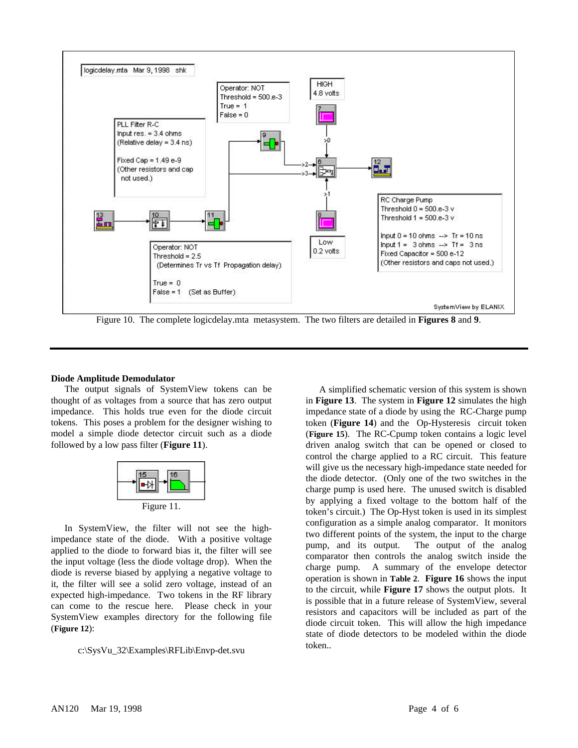Figure 10. The complete logicdelay.mta metasystem. The two filters are detailed in **Figures 8** and **9**.

---

**Diode Amplitude Demodulator**

The output signals of SystemView tokens can be thought of as voltages from a source that has zero output impedance. This holds true even for the diode circuit tokens. This poses a problem for the designer wishing to model a simple diode detector circuit such as a diode followed by a low pass filter (**Figure 11**).

Figure 11.

In SystemView, the filter will not see the high-impedance state of the diode. With a positive voltage applied to the diode to forward bias it, the filter will see the input voltage (less the diode voltage drop). When the diode is reverse biased by applying a negative voltage to it, the filter will see a solid zero voltage, instead of an expected high-impedance. Two tokens in the RF library can come to the rescue here. Please check in your SystemView examples directory for the following file (**Figure 12**):

c:\SysVu_32\Examples\RFLib\Envp-det.svu

A simplified schematic version of this system is shown in **Figure 13**. The system in **Figure 12** simulates the high impedance state of a diode by using the RC-Charge pump token (**Figure 14**) and the Op-Hysteresis circuit token (**Figure 15**). The RC-Cpump token contains a logic level driven analog switch that can be opened or closed to control the charge applied to a RC circuit. This feature will give us the necessary high-impedance state needed for the diode detector. (Only one of the two switches in the charge pump is used here. The unused switch is disabled by applying a fixed voltage to the bottom half of the token's circuit.) The Op-Hyst token is used in its simplest configuration as a simple analog comparator. It monitors two different points of the system, the input to the charge pump, and its output. The output of the analog comparator then controls the analog switch inside the charge pump. A summary of the envelope detector operation is shown in **Table 2**. **Figure 16** shows the input to the circuit, while **Figure 17** shows the output plots. It is possible that in a future release of SystemView, several resistors and capacitors will be included as part of the diode circuit token. This will allow the high impedance state of diode detectors to be modeled within the diode token..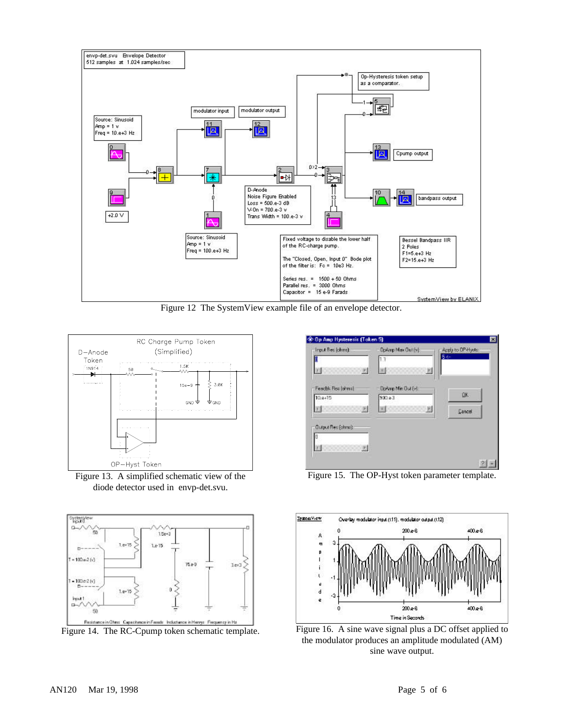Figure 12 The SystemView example file of an envelope detector.

Figure 13. A simplified schematic view of the diode detector used in envp-det.svu.

Figure 15. The OP-Hyst token parameter template.

Figure 14. The RC-Cpump token schematic template.

Figure 16. A sine wave signal plus a DC offset applied to the modulator produces an amplitude modulated (AM) sine wave output.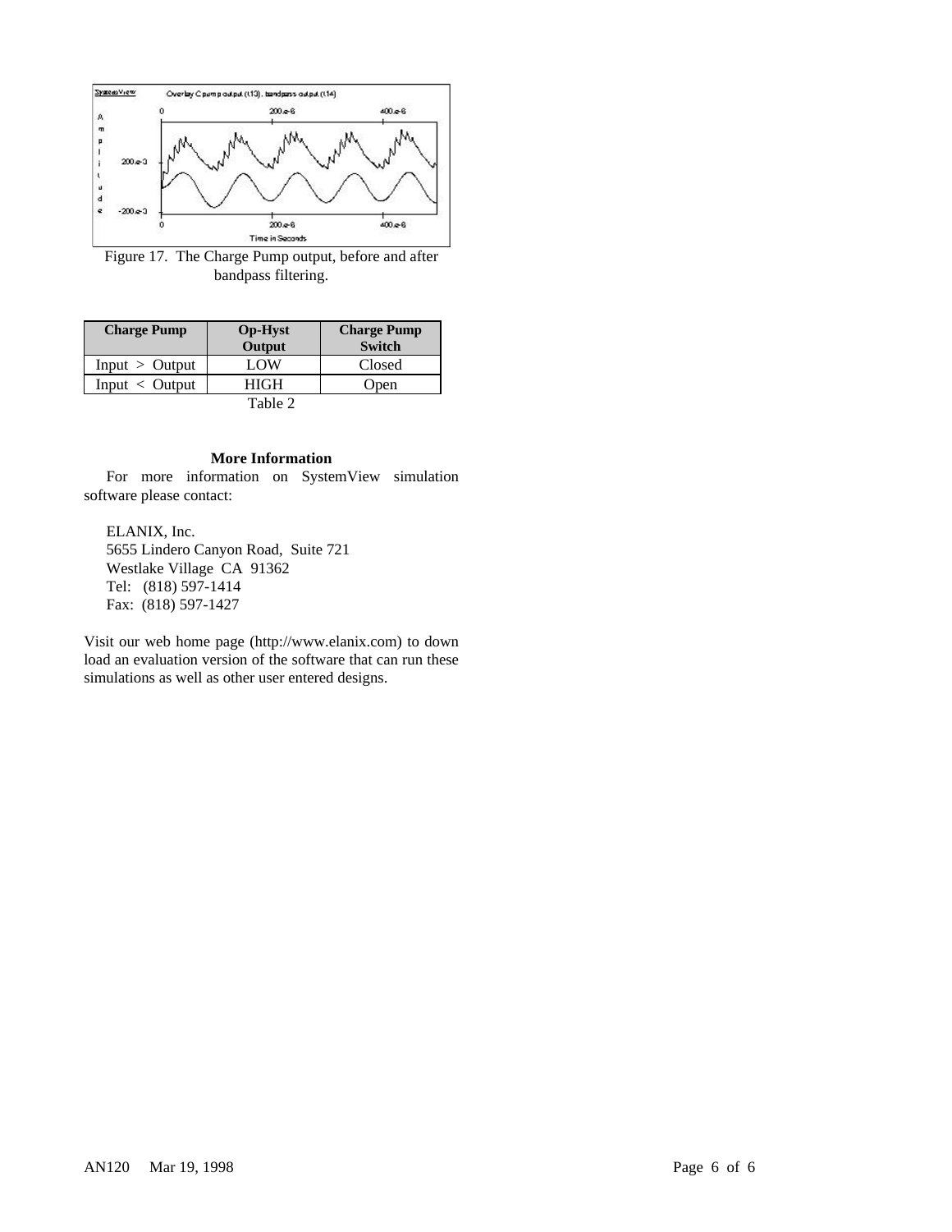Figure 17. The Charge Pump output, before and after bandpass filtering.

| Charge Pump | Op-Hyst Output | Charge Pump Switch |
|---|---|---|
| Input > Output | LOW | Closed |
| Input < Output | HIGH | Open |

Table 2

### More Information

For more information on SystemView simulation software please contact:

ELANIX, Inc.
5655 Lindero Canyon Road, Suite 721
Westlake Village CA 91362
Tel: (818) 597-1414
Fax: (818) 597-1427

Visit our web home page (http://www.elanix.com) to down load an evaluation version of the software that can run these simulations as well as other user entered designs.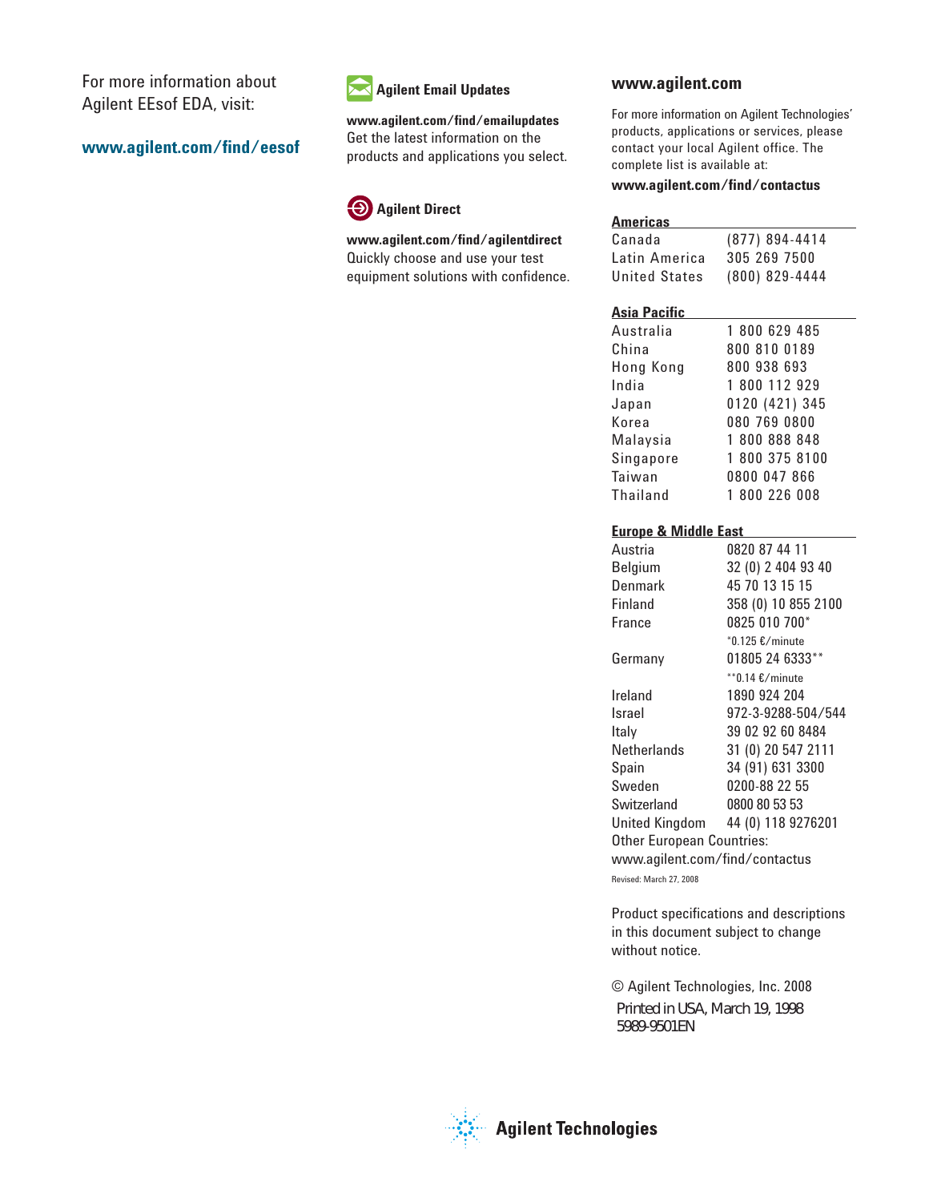For more information about Agilent EEsof EDA, visit:

**www.agilent.com/find/eesof**

**Agilent Email Updates**

**www.agilent.com/find/emailupdates**
Get the latest information on the products and applications you select.

**Agilent Direct**

**www.agilent.com/find/agilentdirect**
Quickly choose and use your test equipment solutions with confidence.

## www.agilent.com

For more information on Agilent Technologies' products, applications or services, please contact your local Agilent office. The complete list is available at:

**www.agilent.com/find/contactus**

**Americas**

| | |
|---|---|
| Canada | (877) 894-4414 |
| Latin America | 305 269 7500 |
| United States | (800) 829-4444 |

**Asia Pacific**

| | |
|---|---|
| Australia | 1 800 629 485 |
| China | 800 810 0189 |
| Hong Kong | 800 938 693 |
| India | 1 800 112 929 |
| Japan | 0120 (421) 345 |
| Korea | 080 769 0800 |
| Malaysia | 1 800 888 848 |
| Singapore | 1 800 375 8100 |
| Taiwan | 0800 047 866 |
| Thailand | 1 800 226 008 |

**Europe & Middle East**

| | |
|---|---|
| Austria | 0820 87 44 11 |
| Belgium | 32 (0) 2 404 93 40 |
| Denmark | 45 70 13 15 15 |
| Finland | 358 (0) 10 855 2100 |
| France | 0825 010 700* |
| | *0.125 €/minute |
| Germany | 01805 24 6333** |
| | **0.14 €/minute |
| Ireland | 1890 924 204 |
| Israel | 972-3-9288-504/544 |
| Italy | 39 02 92 60 8484 |
| Netherlands | 31 (0) 20 547 2111 |
| Spain | 34 (91) 631 3300 |
| Sweden | 0200-88 22 55 |
| Switzerland | 0800 80 53 53 |
| United Kingdom | 44 (0) 118 9276201 |

Other European Countries:
www.agilent.com/find/contactus

Revised: March 27, 2008

Product specifications and descriptions in this document subject to change without notice.

© Agilent Technologies, Inc. 2008
Printed in USA, March 19, 1998
5989-9501EN

Agilent Technologies